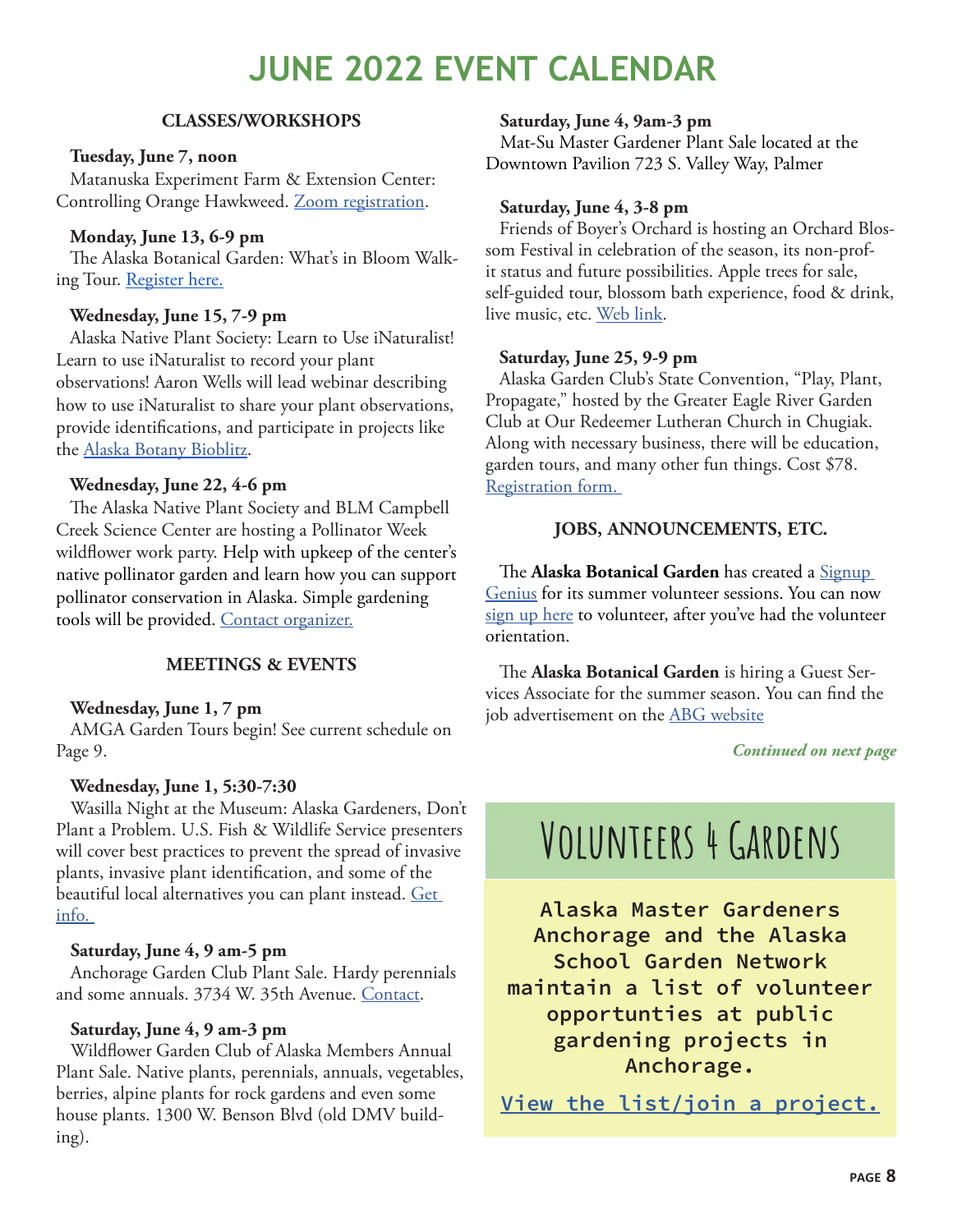# JUNE 2022 EVENT CALENDAR

### CLASSES/WORKSHOPS

**Tuesday, June 7, noon**
Matanuska Experiment Farm & Extension Center: Controlling Orange Hawkweed. Zoom registration.

**Monday, June 13, 6-9 pm**
The Alaska Botanical Garden: What's in Bloom Walking Tour. Register here.

**Wednesday, June 15, 7-9 pm**
Alaska Native Plant Society: Learn to Use iNaturalist! Learn to use iNaturalist to record your plant observations! Aaron Wells will lead webinar describing how to use iNaturalist to share your plant observations, provide identifications, and participate in projects like the Alaska Botany Bioblitz.

**Wednesday, June 22, 4-6 pm**
The Alaska Native Plant Society and BLM Campbell Creek Science Center are hosting a Pollinator Week wildflower work party. Help with upkeep of the center's native pollinator garden and learn how you can support pollinator conservation in Alaska. Simple gardening tools will be provided. Contact organizer.

### MEETINGS & EVENTS

**Wednesday, June 1, 7 pm**
AMGA Garden Tours begin! See current schedule on Page 9.

**Wednesday, June 1, 5:30-7:30**
Wasilla Night at the Museum: Alaska Gardeners, Don't Plant a Problem. U.S. Fish & Wildlife Service presenters will cover best practices to prevent the spread of invasive plants, invasive plant identification, and some of the beautiful local alternatives you can plant instead. Get info.

**Saturday, June 4, 9 am-5 pm**
Anchorage Garden Club Plant Sale. Hardy perennials and some annuals. 3734 W. 35th Avenue. Contact.

**Saturday, June 4, 9 am-3 pm**
Wildflower Garden Club of Alaska Members Annual Plant Sale. Native plants, perennials, annuals, vegetables, berries, alpine plants for rock gardens and even some house plants. 1300 W. Benson Blvd (old DMV building).

**Saturday, June 4, 9am-3 pm**
Mat-Su Master Gardener Plant Sale located at the Downtown Pavilion 723 S. Valley Way, Palmer

**Saturday, June 4, 3-8 pm**
Friends of Boyer's Orchard is hosting an Orchard Blossom Festival in celebration of the season, its non-profit status and future possibilities. Apple trees for sale, self-guided tour, blossom bath experience, food & drink, live music, etc. Web link.

**Saturday, June 25, 9-9 pm**
Alaska Garden Club's State Convention, "Play, Plant, Propagate," hosted by the Greater Eagle River Garden Club at Our Redeemer Lutheran Church in Chugiak. Along with necessary business, there will be education, garden tours, and many other fun things. Cost $78. Registration form.

### JOBS, ANNOUNCEMENTS, ETC.

The **Alaska Botanical Garden** has created a Signup Genius for its summer volunteer sessions. You can now sign up here to volunteer, after you've had the volunteer orientation.

The **Alaska Botanical Garden** is hiring a Guest Services Associate for the summer season. You can find the job advertisement on the ABG website

*Continued on next page*

## Volunteers 4 Gardens

**Alaska Master Gardeners Anchorage and the Alaska School Garden Network maintain a list of volunteer opportunties at public gardening projects in Anchorage.**

**View the list/join a project.**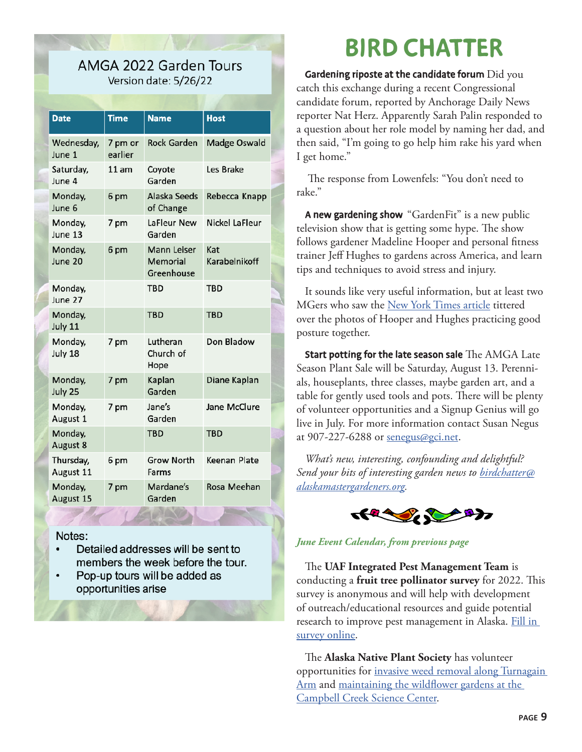## AMGA 2022 Garden Tours

Version date: 5/26/22

| Date | Time | Name | Host |
|---|---|---|---|
| Wednesday, June 1 | 7 pm or earlier | Rock Garden | Madge Oswald |
| Saturday, June 4 | 11 am | Coyote Garden | Les Brake |
| Monday, June 6 | 6 pm | Alaska Seeds of Change | Rebecca Knapp |
| Monday, June 13 | 7 pm | LaFleur New Garden | Nickel LaFleur |
| Monday, June 20 | 6 pm | Mann Leiser Memorial Greenhouse | Kat Karabelnikoff |
| Monday, June 27 | | TBD | TBD |
| Monday, July 11 | | TBD | TBD |
| Monday, July 18 | 7 pm | Lutheran Church of Hope | Don Bladow |
| Monday, July 25 | 7 pm | Kaplan Garden | Diane Kaplan |
| Monday, August 1 | 7 pm | Jane's Garden | Jane McClure |
| Monday, August 8 | | TBD | TBD |
| Thursday, August 11 | 6 pm | Grow North Farms | Keenan Plate |
| Monday, August 15 | 7 pm | Mardane's Garden | Rosa Meehan |

Notes:

- Detailed addresses will be sent to members the week before the tour.
- Pop-up tours will be added as opportunities arise

# BIRD CHATTER

**Gardening riposte at the candidate forum** Did you catch this exchange during a recent Congressional candidate forum, reported by Anchorage Daily News reporter Nat Herz. Apparently Sarah Palin responded to a question about her role model by naming her dad, and then said, "I'm going to go help him rake his yard when I get home."

The response from Lowenfels: "You don't need to rake."

**A new gardening show** "GardenFit" is a new public television show that is getting some hype. The show follows gardener Madeline Hooper and personal fitness trainer Jeff Hughes to gardens across America, and learn tips and techniques to avoid stress and injury.

It sounds like very useful information, but at least two MGers who saw the New York Times article tittered over the photos of Hooper and Hughes practicing good posture together.

**Start potting for the late season sale** The AMGA Late Season Plant Sale will be Saturday, August 13. Perennials, houseplants, three classes, maybe garden art, and a table for gently used tools and pots. There will be plenty of volunteer opportunities and a Signup Genius will go live in July. For more information contact Susan Negus at 907-227-6288 or senegus@gci.net.

*What's new, interesting, confounding and delightful? Send your bits of interesting garden news to birdchatter@alaskamastergardeners.org.*

*June Event Calendar, from previous page*

The **UAF Integrated Pest Management Team** is conducting a **fruit tree pollinator survey** for 2022. This survey is anonymous and will help with development of outreach/educational resources and guide potential research to improve pest management in Alaska. Fill in survey online.

The **Alaska Native Plant Society** has volunteer opportunities for invasive weed removal along Turnagain Arm and maintaining the wildflower gardens at the Campbell Creek Science Center.